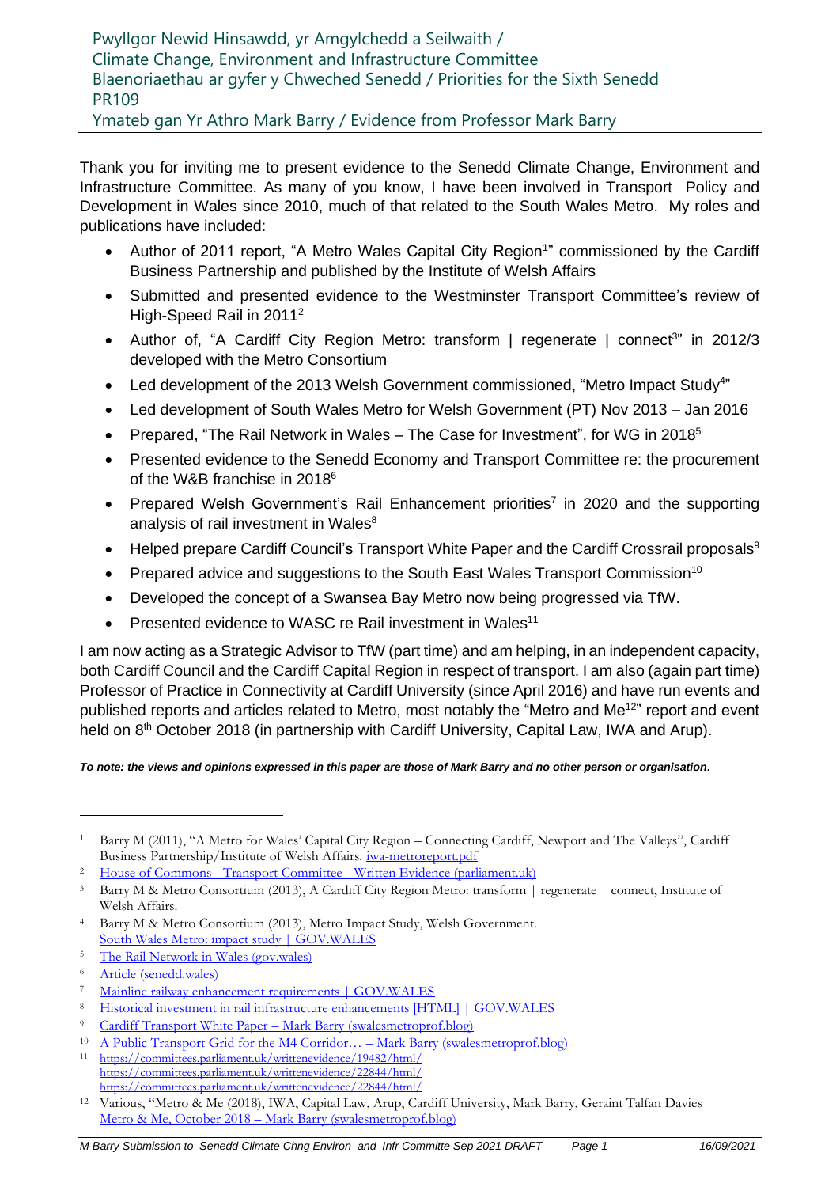Pwyllgor Newid Hinsawdd, yr Amgylchedd a Seilwaith /
Climate Change, Environment and Infrastructure Committee
Blaenoriaethau ar gyfer y Chweched Senedd / Priorities for the Sixth Senedd
PR109
Ymateb gan Yr Athro Mark Barry / Evidence from Professor Mark Barry

Thank you for inviting me to present evidence to the Senedd Climate Change, Environment and Infrastructure Committee. As many of you know, I have been involved in Transport Policy and Development in Wales since 2010, much of that related to the South Wales Metro. My roles and publications have included:

- Author of 2011 report, "A Metro Wales Capital City Region[1]" commissioned by the Cardiff Business Partnership and published by the Institute of Welsh Affairs
- Submitted and presented evidence to the Westminster Transport Committee's review of High-Speed Rail in 2011[2]
- Author of, "A Cardiff City Region Metro: transform | regenerate | connect[3]" in 2012/3 developed with the Metro Consortium
- Led development of the 2013 Welsh Government commissioned, "Metro Impact Study[4]"
- Led development of South Wales Metro for Welsh Government (PT) Nov 2013 – Jan 2016
- Prepared, "The Rail Network in Wales – The Case for Investment", for WG in 2018[5]
- Presented evidence to the Senedd Economy and Transport Committee re: the procurement of the W&B franchise in 2018[6]
- Prepared Welsh Government's Rail Enhancement priorities[7] in 2020 and the supporting analysis of rail investment in Wales[8]
- Helped prepare Cardiff Council's Transport White Paper and the Cardiff Crossrail proposals[9]
- Prepared advice and suggestions to the South East Wales Transport Commission[10]
- Developed the concept of a Swansea Bay Metro now being progressed via TfW.
- Presented evidence to WASC re Rail investment in Wales[11]

I am now acting as a Strategic Advisor to TfW (part time) and am helping, in an independent capacity, both Cardiff Council and the Cardiff Capital Region in respect of transport. I am also (again part time) Professor of Practice in Connectivity at Cardiff University (since April 2016) and have run events and published reports and articles related to Metro, most notably the "Metro and Me[12]" report and event held on 8th October 2018 (in partnership with Cardiff University, Capital Law, IWA and Arup).

***To note: the views and opinions expressed in this paper are those of Mark Barry and no other person or organisation.***

---

[1] Barry M (2011), "A Metro for Wales' Capital City Region – Connecting Cardiff, Newport and The Valleys", Cardiff Business Partnership/Institute of Welsh Affairs. iwa-metroreport.pdf

[2] House of Commons - Transport Committee - Written Evidence (parliament.uk)

[3] Barry M & Metro Consortium (2013), A Cardiff City Region Metro: transform | regenerate | connect, Institute of Welsh Affairs.

[4] Barry M & Metro Consortium (2013), Metro Impact Study, Welsh Government. South Wales Metro: impact study | GOV.WALES

[5] The Rail Network in Wales (gov.wales)

[6] Article (senedd.wales)

[7] Mainline railway enhancement requirements | GOV.WALES

[8] Historical investment in rail infrastructure enhancements [HTML] | GOV.WALES

[9] Cardiff Transport White Paper – Mark Barry (swalesmetroprof.blog)

[10] A Public Transport Grid for the M4 Corridor… – Mark Barry (swalesmetroprof.blog)

[11] https://committees.parliament.uk/writtenevidence/19482/html/
https://committees.parliament.uk/writtenevidence/22844/html/
https://committees.parliament.uk/writtenevidence/22844/html/

[12] Various, "Metro & Me (2018), IWA, Capital Law, Arup, Cardiff University, Mark Barry, Geraint Talfan Davies Metro & Me, October 2018 – Mark Barry (swalesmetroprof.blog)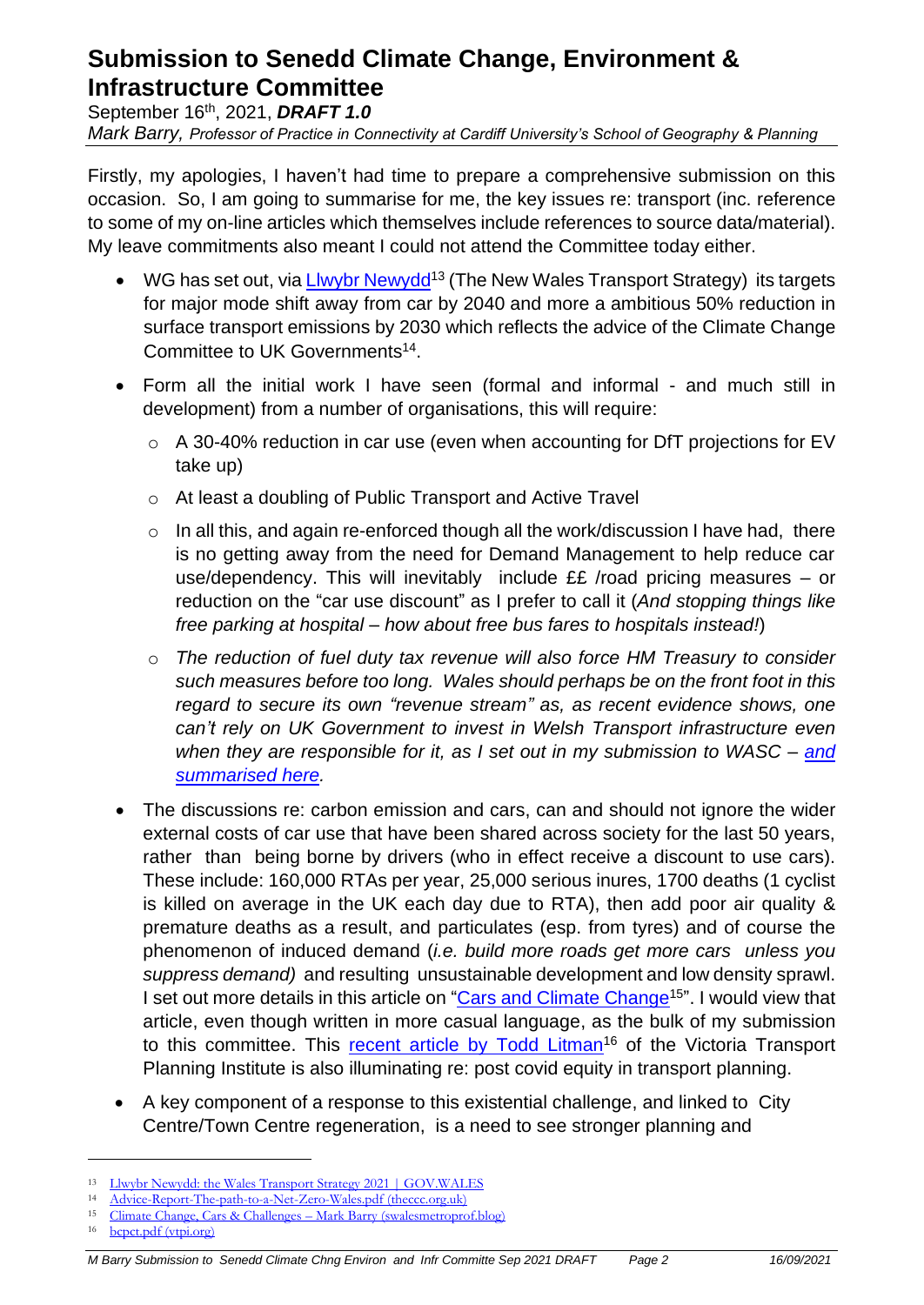# Submission to Senedd Climate Change, Environment & Infrastructure Committee

September 16th, 2021, ***DRAFT 1.0***

*Mark Barry, Professor of Practice in Connectivity at Cardiff University's School of Geography & Planning*

Firstly, my apologies, I haven't had time to prepare a comprehensive submission on this occasion. So, I am going to summarise for me, the key issues re: transport (inc. reference to some of my on-line articles which themselves include references to source data/material). My leave commitments also meant I could not attend the Committee today either.

- WG has set out, via [Llwybr Newydd][13] (The New Wales Transport Strategy) its targets for major mode shift away from car by 2040 and more a ambitious 50% reduction in surface transport emissions by 2030 which reflects the advice of the Climate Change Committee to UK Governments[14].
- Form all the initial work I have seen (formal and informal - and much still in development) from a number of organisations, this will require:
  - A 30-40% reduction in car use (even when accounting for DfT projections for EV take up)
  - At least a doubling of Public Transport and Active Travel
  - In all this, and again re-enforced though all the work/discussion I have had, there is no getting away from the need for Demand Management to help reduce car use/dependency. This will inevitably include ££ /road pricing measures – or reduction on the "car use discount" as I prefer to call it (*And stopping things like free parking at hospital – how about free bus fares to hospitals instead!*)
  - *The reduction of fuel duty tax revenue will also force HM Treasury to consider such measures before too long. Wales should perhaps be on the front foot in this regard to secure its own "revenue stream" as, as recent evidence shows, one can't rely on UK Government to invest in Welsh Transport infrastructure even when they are responsible for it, as I set out in my submission to WASC – and summarised here.*
- The discussions re: carbon emission and cars, can and should not ignore the wider external costs of car use that have been shared across society for the last 50 years, rather than being borne by drivers (who in effect receive a discount to use cars). These include: 160,000 RTAs per year, 25,000 serious inures, 1700 deaths (1 cyclist is killed on average in the UK each day due to RTA), then add poor air quality & premature deaths as a result, and particulates (esp. from tyres) and of course the phenomenon of induced demand (*i.e. build more roads get more cars unless you suppress demand)* and resulting unsustainable development and low density sprawl. I set out more details in this article on "Cars and Climate Change[15]". I would view that article, even though written in more casual language, as the bulk of my submission to this committee. This recent article by Todd Litman[16] of the Victoria Transport Planning Institute is also illuminating re: post covid equity in transport planning.
- A key component of a response to this existential challenge, and linked to City Centre/Town Centre regeneration, is a need to see stronger planning and

---

[13] Llwybr Newydd: the Wales Transport Strategy 2021 | GOV.WALES
[14] Advice-Report-The-path-to-a-Net-Zero-Wales.pdf (theccc.org.uk)
[15] Climate Change, Cars & Challenges – Mark Barry (swalesmetroprof.blog)
[16] bcpct.pdf (vtpi.org)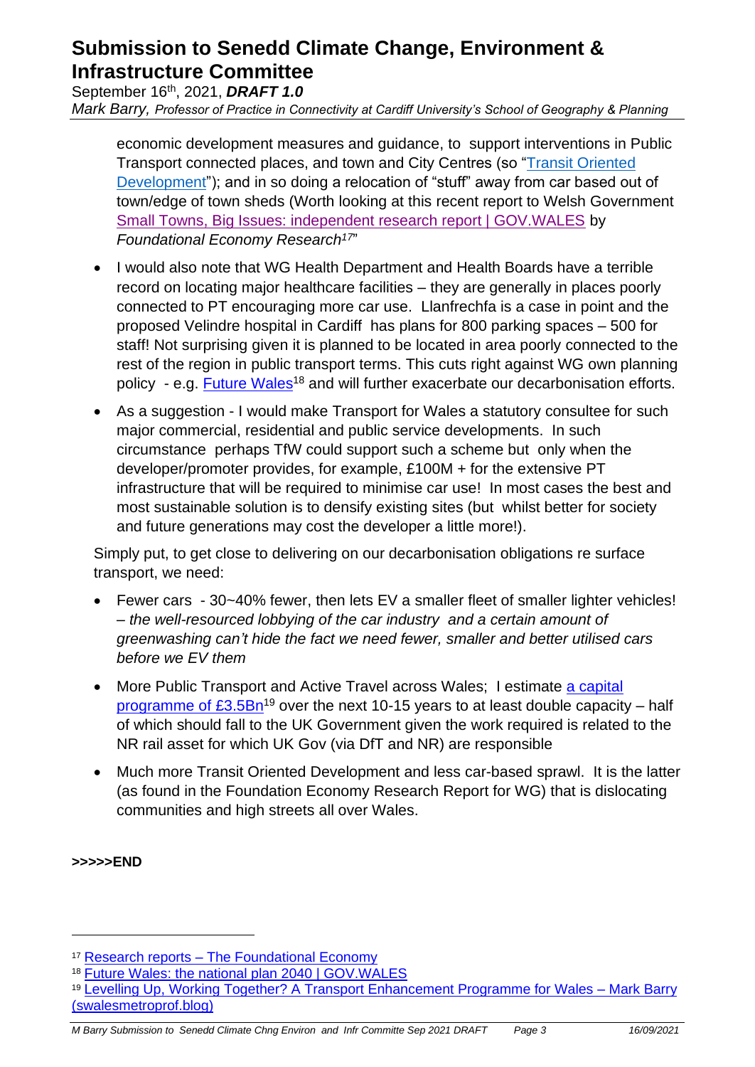economic development measures and guidance, to support interventions in Public Transport connected places, and town and City Centres (so "Transit Oriented Development"); and in so doing a relocation of "stuff" away from car based out of town/edge of town sheds (Worth looking at this recent report to Welsh Government Small Towns, Big Issues: independent research report | GOV.WALES by *Foundational Economy Research*[17]"

- I would also note that WG Health Department and Health Boards have a terrible record on locating major healthcare facilities – they are generally in places poorly connected to PT encouraging more car use. Llanfrechfa is a case in point and the proposed Velindre hospital in Cardiff has plans for 800 parking spaces – 500 for staff! Not surprising given it is planned to be located in area poorly connected to the rest of the region in public transport terms. This cuts right against WG own planning policy - e.g. Future Wales[18] and will further exacerbate our decarbonisation efforts.
- As a suggestion - I would make Transport for Wales a statutory consultee for such major commercial, residential and public service developments. In such circumstance perhaps TfW could support such a scheme but only when the developer/promoter provides, for example, £100M + for the extensive PT infrastructure that will be required to minimise car use! In most cases the best and most sustainable solution is to densify existing sites (but whilst better for society and future generations may cost the developer a little more!).

Simply put, to get close to delivering on our decarbonisation obligations re surface transport, we need:

- Fewer cars - 30~40% fewer, then lets EV a smaller fleet of smaller lighter vehicles! – *the well-resourced lobbying of the car industry and a certain amount of greenwashing can't hide the fact we need fewer, smaller and better utilised cars before we EV them*
- More Public Transport and Active Travel across Wales; I estimate a capital programme of £3.5Bn[19] over the next 10-15 years to at least double capacity – half of which should fall to the UK Government given the work required is related to the NR rail asset for which UK Gov (via DfT and NR) are responsible
- Much more Transit Oriented Development and less car-based sprawl. It is the latter (as found in the Foundation Economy Research Report for WG) that is dislocating communities and high streets all over Wales.

**>>>>>END**

---

[17] Research reports – The Foundational Economy

[18] Future Wales: the national plan 2040 | GOV.WALES

[19] Levelling Up, Working Together? A Transport Enhancement Programme for Wales – Mark Barry (swalesmetroprof.blog)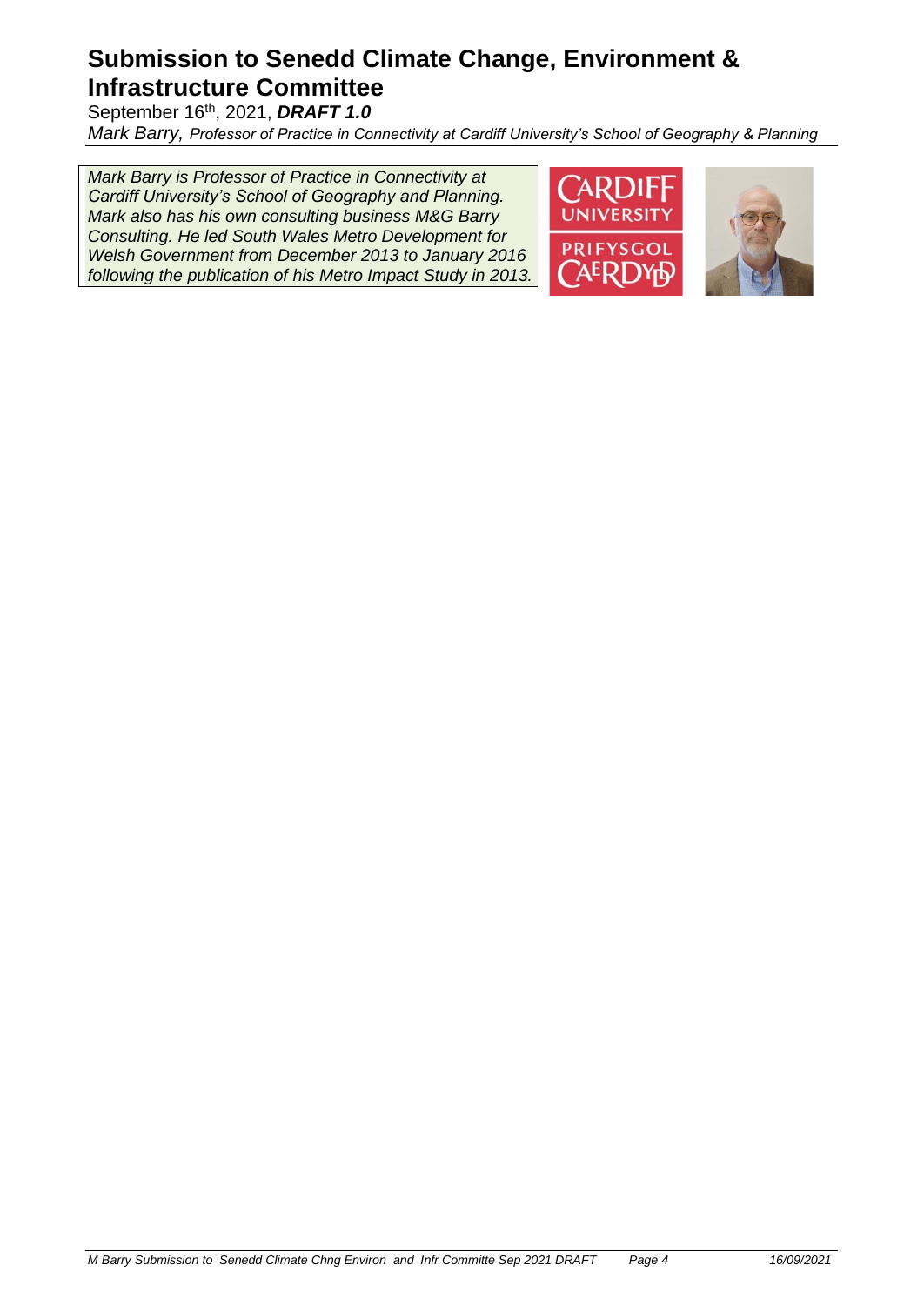# Submission to Senedd Climate Change, Environment & Infrastructure Committee

September 16th, 2021, ***DRAFT 1.0***

*Mark Barry, Professor of Practice in Connectivity at Cardiff University's School of Geography & Planning*

*Mark Barry is Professor of Practice in Connectivity at Cardiff University's School of Geography and Planning. Mark also has his own consulting business M&G Barry Consulting. He led South Wales Metro Development for Welsh Government from December 2013 to January 2016 following the publication of his Metro Impact Study in 2013.*